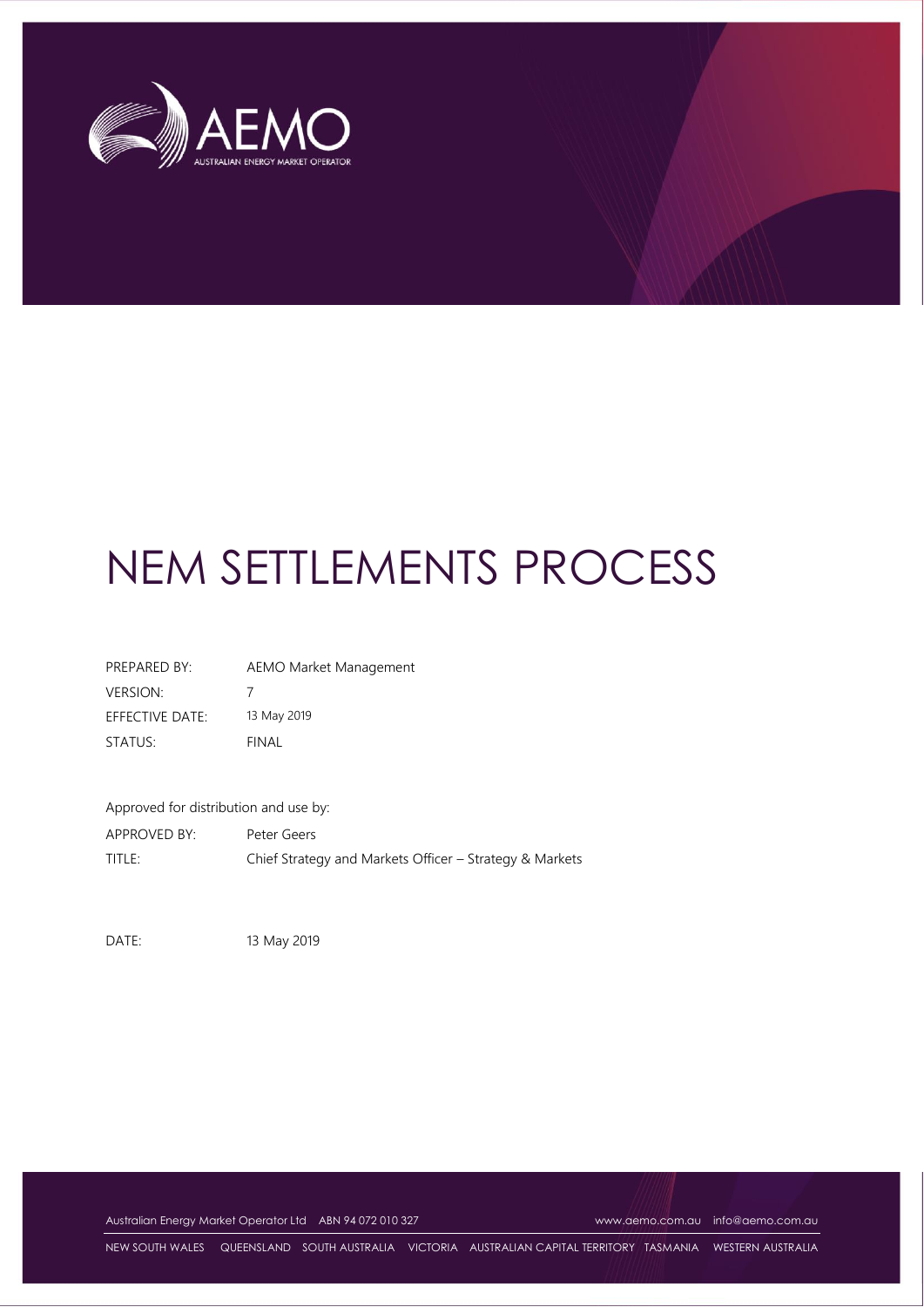# NEM SETTLEMENTS PROCESS

| | |
|---|---|
| PREPARED BY: | AEMO Market Management |
| VERSION: | 7 |
| EFFECTIVE DATE: | 13 May 2019 |
| STATUS: | FINAL |

Approved for distribution and use by:

| | |
|---|---|
| APPROVED BY: | Peter Geers |
| TITLE: | Chief Strategy and Markets Officer – Strategy & Markets |

DATE: 13 May 2019

Australian Energy Market Operator Ltd ABN 94 072 010 327 www.aemo.com.au info@aemo.com.au

NEW SOUTH WALES QUEENSLAND SOUTH AUSTRALIA VICTORIA AUSTRALIAN CAPITAL TERRITORY TASMANIA WESTERN AUSTRALIA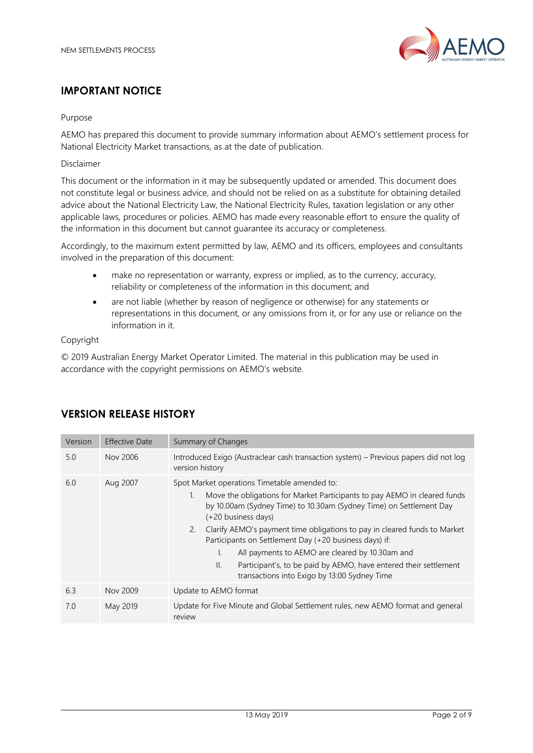## IMPORTANT NOTICE

Purpose

AEMO has prepared this document to provide summary information about AEMO's settlement process for National Electricity Market transactions, as at the date of publication.

Disclaimer

This document or the information in it may be subsequently updated or amended. This document does not constitute legal or business advice, and should not be relied on as a substitute for obtaining detailed advice about the National Electricity Law, the National Electricity Rules, taxation legislation or any other applicable laws, procedures or policies. AEMO has made every reasonable effort to ensure the quality of the information in this document but cannot guarantee its accuracy or completeness.

Accordingly, to the maximum extent permitted by law, AEMO and its officers, employees and consultants involved in the preparation of this document:

- make no representation or warranty, express or implied, as to the currency, accuracy, reliability or completeness of the information in this document; and
- are not liable (whether by reason of negligence or otherwise) for any statements or representations in this document, or any omissions from it, or for any use or reliance on the information in it.

Copyright

© 2019 Australian Energy Market Operator Limited. The material in this publication may be used in accordance with the copyright permissions on AEMO's website.

## VERSION RELEASE HISTORY

| Version | Effective Date | Summary of Changes |
|---|---|---|
| 5.0 | Nov 2006 | Introduced Exigo (Austraclear cash transaction system) – Previous papers did not log version history |
| 6.0 | Aug 2007 | Spot Market operations Timetable amended to: 1. Move the obligations for Market Participants to pay AEMO in cleared funds by 10.00am (Sydney Time) to 10.30am (Sydney Time) on Settlement Day (+20 business days) 2. Clarify AEMO's payment time obligations to pay in cleared funds to Market Participants on Settlement Day (+20 business days) if: I. All payments to AEMO are cleared by 10.30am and II. Participant's, to be paid by AEMO, have entered their settlement transactions into Exigo by 13:00 Sydney Time |
| 6.3 | Nov 2009 | Update to AEMO format |
| 7.0 | May 2019 | Update for Five Minute and Global Settlement rules, new AEMO format and general review |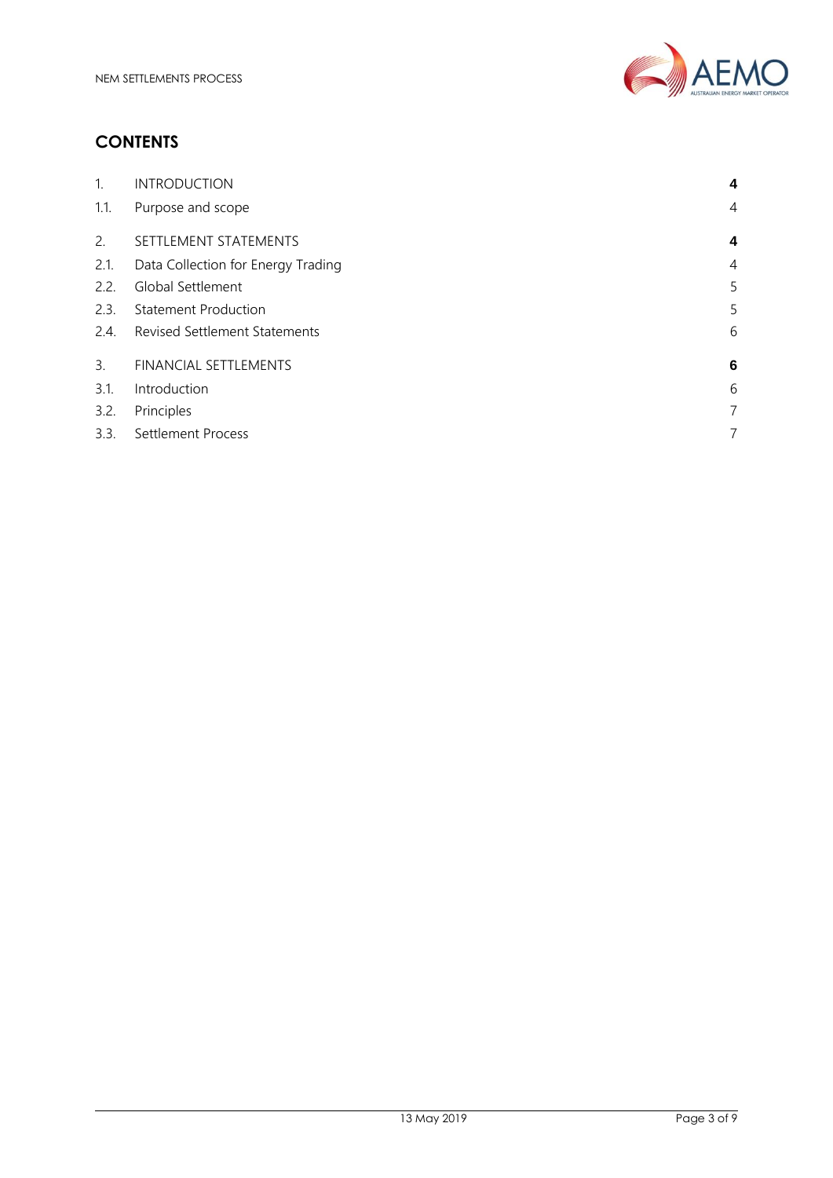# CONTENTS

| | | |
|---|---|---|
| 1. | INTRODUCTION | **4** |
| 1.1. | Purpose and scope | 4 |
| 2. | SETTLEMENT STATEMENTS | **4** |
| 2.1. | Data Collection for Energy Trading | 4 |
| 2.2. | Global Settlement | 5 |
| 2.3. | Statement Production | 5 |
| 2.4. | Revised Settlement Statements | 6 |
| 3. | FINANCIAL SETTLEMENTS | **6** |
| 3.1. | Introduction | 6 |
| 3.2. | Principles | 7 |
| 3.3. | Settlement Process | 7 |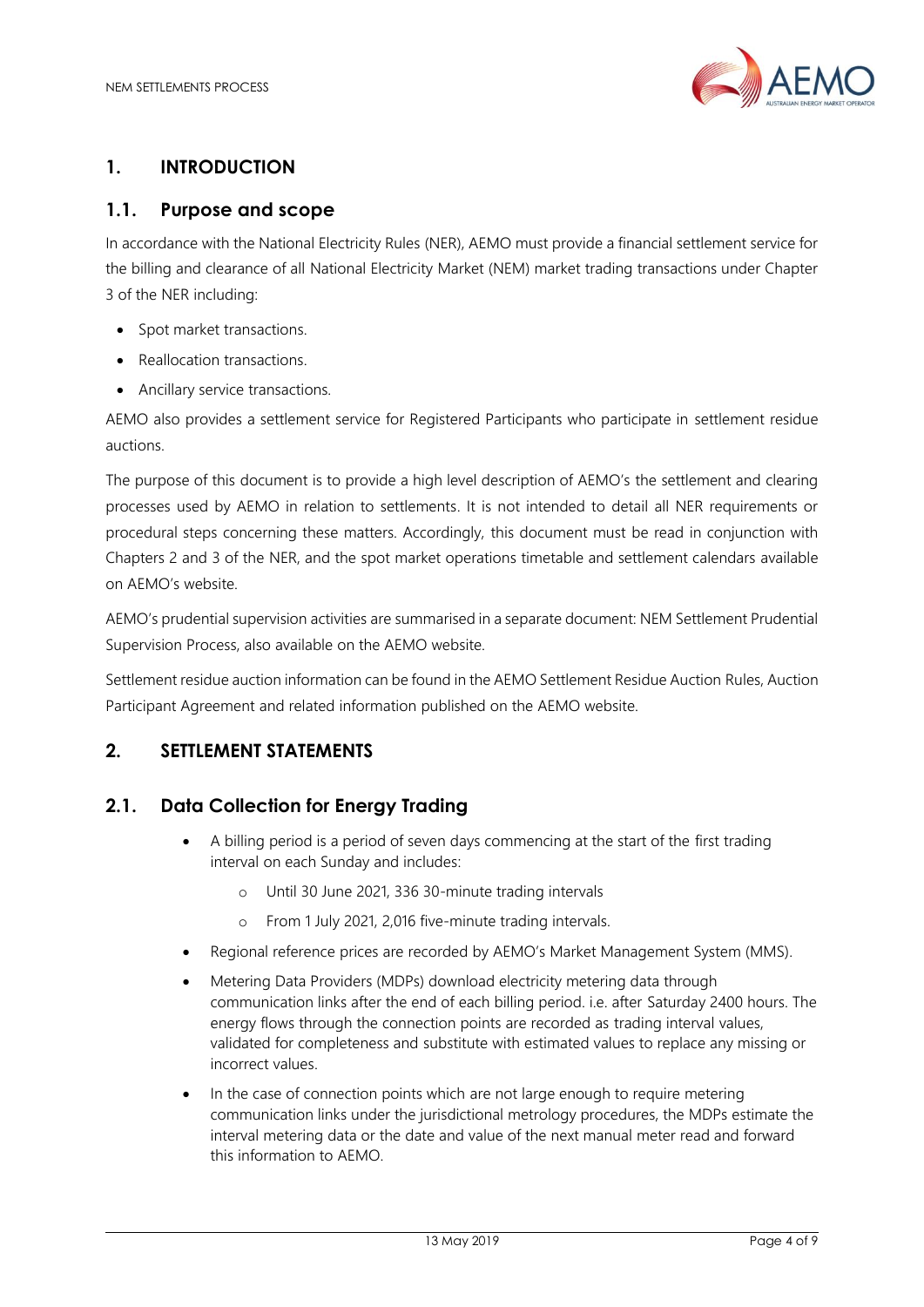# 1. INTRODUCTION

## 1.1. Purpose and scope

In accordance with the National Electricity Rules (NER), AEMO must provide a financial settlement service for the billing and clearance of all National Electricity Market (NEM) market trading transactions under Chapter 3 of the NER including:

- Spot market transactions.
- Reallocation transactions.
- Ancillary service transactions.

AEMO also provides a settlement service for Registered Participants who participate in settlement residue auctions.

The purpose of this document is to provide a high level description of AEMO's the settlement and clearing processes used by AEMO in relation to settlements. It is not intended to detail all NER requirements or procedural steps concerning these matters. Accordingly, this document must be read in conjunction with Chapters 2 and 3 of the NER, and the spot market operations timetable and settlement calendars available on AEMO's website.

AEMO's prudential supervision activities are summarised in a separate document: NEM Settlement Prudential Supervision Process, also available on the AEMO website.

Settlement residue auction information can be found in the AEMO Settlement Residue Auction Rules, Auction Participant Agreement and related information published on the AEMO website.

# 2. SETTLEMENT STATEMENTS

## 2.1. Data Collection for Energy Trading

- A billing period is a period of seven days commencing at the start of the first trading interval on each Sunday and includes:
  - Until 30 June 2021, 336 30-minute trading intervals
  - From 1 July 2021, 2,016 five-minute trading intervals.
- Regional reference prices are recorded by AEMO's Market Management System (MMS).
- Metering Data Providers (MDPs) download electricity metering data through communication links after the end of each billing period. i.e. after Saturday 2400 hours. The energy flows through the connection points are recorded as trading interval values, validated for completeness and substitute with estimated values to replace any missing or incorrect values.
- In the case of connection points which are not large enough to require metering communication links under the jurisdictional metrology procedures, the MDPs estimate the interval metering data or the date and value of the next manual meter read and forward this information to AEMO.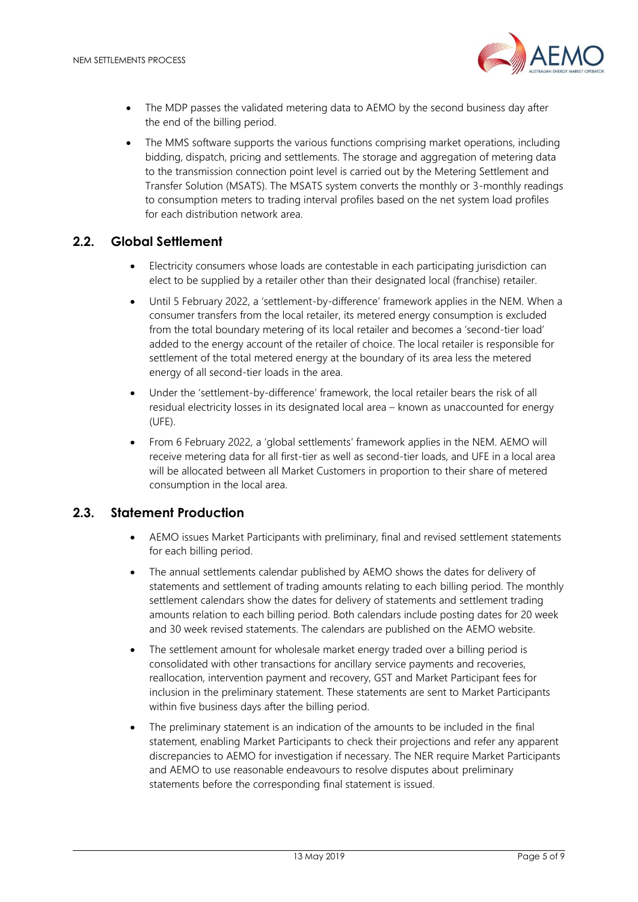- The MDP passes the validated metering data to AEMO by the second business day after the end of the billing period.
- The MMS software supports the various functions comprising market operations, including bidding, dispatch, pricing and settlements. The storage and aggregation of metering data to the transmission connection point level is carried out by the Metering Settlement and Transfer Solution (MSATS). The MSATS system converts the monthly or 3-monthly readings to consumption meters to trading interval profiles based on the net system load profiles for each distribution network area.

## 2.2. Global Settlement

- Electricity consumers whose loads are contestable in each participating jurisdiction can elect to be supplied by a retailer other than their designated local (franchise) retailer.
- Until 5 February 2022, a 'settlement-by-difference' framework applies in the NEM. When a consumer transfers from the local retailer, its metered energy consumption is excluded from the total boundary metering of its local retailer and becomes a 'second-tier load' added to the energy account of the retailer of choice. The local retailer is responsible for settlement of the total metered energy at the boundary of its area less the metered energy of all second-tier loads in the area.
- Under the 'settlement-by-difference' framework, the local retailer bears the risk of all residual electricity losses in its designated local area – known as unaccounted for energy (UFE).
- From 6 February 2022, a 'global settlements' framework applies in the NEM. AEMO will receive metering data for all first-tier as well as second-tier loads, and UFE in a local area will be allocated between all Market Customers in proportion to their share of metered consumption in the local area.

## 2.3. Statement Production

- AEMO issues Market Participants with preliminary, final and revised settlement statements for each billing period.
- The annual settlements calendar published by AEMO shows the dates for delivery of statements and settlement of trading amounts relating to each billing period. The monthly settlement calendars show the dates for delivery of statements and settlement trading amounts relation to each billing period. Both calendars include posting dates for 20 week and 30 week revised statements. The calendars are published on the AEMO website.
- The settlement amount for wholesale market energy traded over a billing period is consolidated with other transactions for ancillary service payments and recoveries, reallocation, intervention payment and recovery, GST and Market Participant fees for inclusion in the preliminary statement. These statements are sent to Market Participants within five business days after the billing period.
- The preliminary statement is an indication of the amounts to be included in the final statement, enabling Market Participants to check their projections and refer any apparent discrepancies to AEMO for investigation if necessary. The NER require Market Participants and AEMO to use reasonable endeavours to resolve disputes about preliminary statements before the corresponding final statement is issued.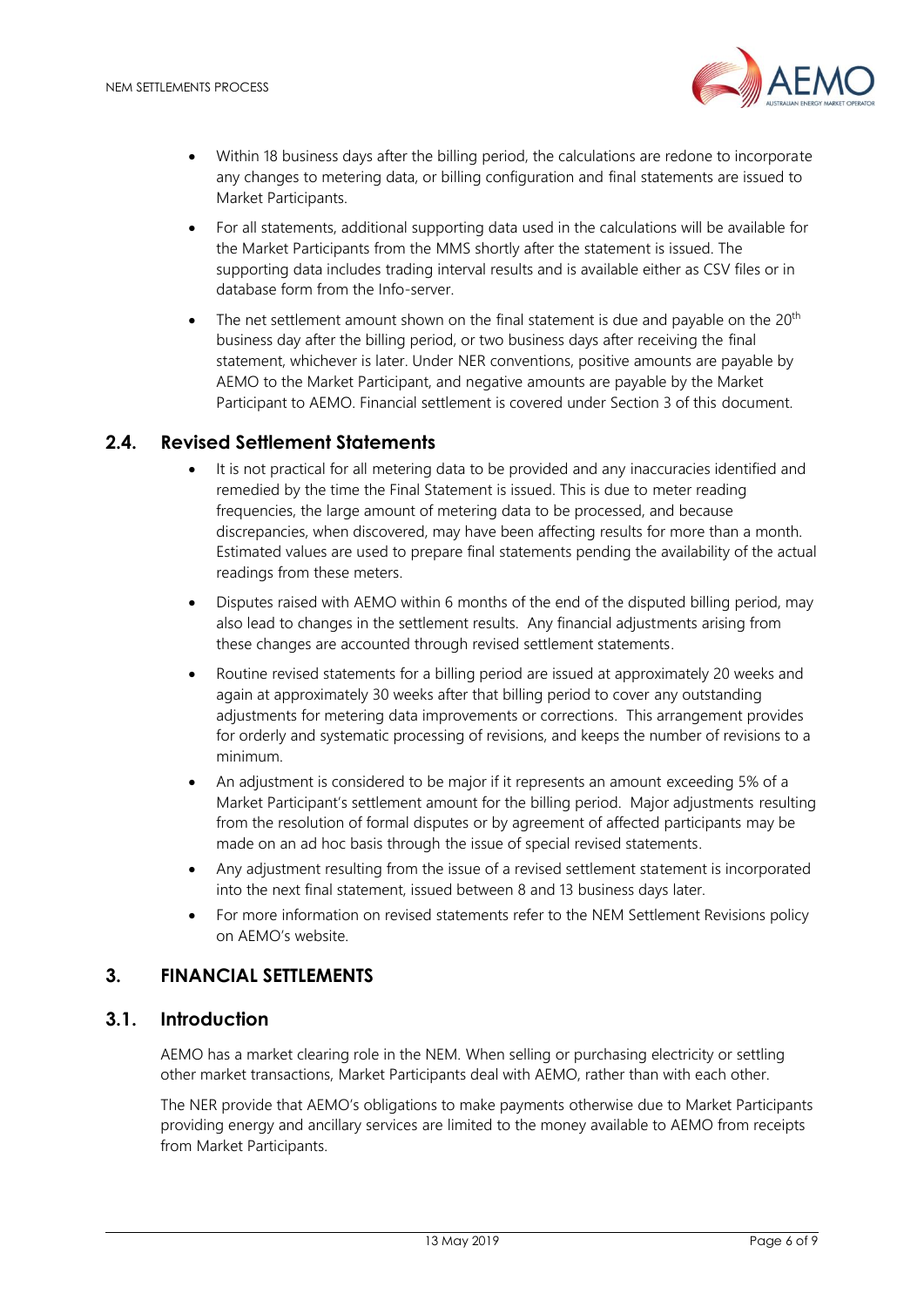- Within 18 business days after the billing period, the calculations are redone to incorporate any changes to metering data, or billing configuration and final statements are issued to Market Participants.
- For all statements, additional supporting data used in the calculations will be available for the Market Participants from the MMS shortly after the statement is issued. The supporting data includes trading interval results and is available either as CSV files or in database form from the Info-server.
- The net settlement amount shown on the final statement is due and payable on the 20th business day after the billing period, or two business days after receiving the final statement, whichever is later. Under NER conventions, positive amounts are payable by AEMO to the Market Participant, and negative amounts are payable by the Market Participant to AEMO. Financial settlement is covered under Section 3 of this document.

## 2.4. Revised Settlement Statements

- It is not practical for all metering data to be provided and any inaccuracies identified and remedied by the time the Final Statement is issued. This is due to meter reading frequencies, the large amount of metering data to be processed, and because discrepancies, when discovered, may have been affecting results for more than a month. Estimated values are used to prepare final statements pending the availability of the actual readings from these meters.
- Disputes raised with AEMO within 6 months of the end of the disputed billing period, may also lead to changes in the settlement results. Any financial adjustments arising from these changes are accounted through revised settlement statements.
- Routine revised statements for a billing period are issued at approximately 20 weeks and again at approximately 30 weeks after that billing period to cover any outstanding adjustments for metering data improvements or corrections. This arrangement provides for orderly and systematic processing of revisions, and keeps the number of revisions to a minimum.
- An adjustment is considered to be major if it represents an amount exceeding 5% of a Market Participant's settlement amount for the billing period. Major adjustments resulting from the resolution of formal disputes or by agreement of affected participants may be made on an ad hoc basis through the issue of special revised statements.
- Any adjustment resulting from the issue of a revised settlement statement is incorporated into the next final statement, issued between 8 and 13 business days later.
- For more information on revised statements refer to the NEM Settlement Revisions policy on AEMO's website.

# 3. FINANCIAL SETTLEMENTS

## 3.1. Introduction

AEMO has a market clearing role in the NEM. When selling or purchasing electricity or settling other market transactions, Market Participants deal with AEMO, rather than with each other.

The NER provide that AEMO's obligations to make payments otherwise due to Market Participants providing energy and ancillary services are limited to the money available to AEMO from receipts from Market Participants.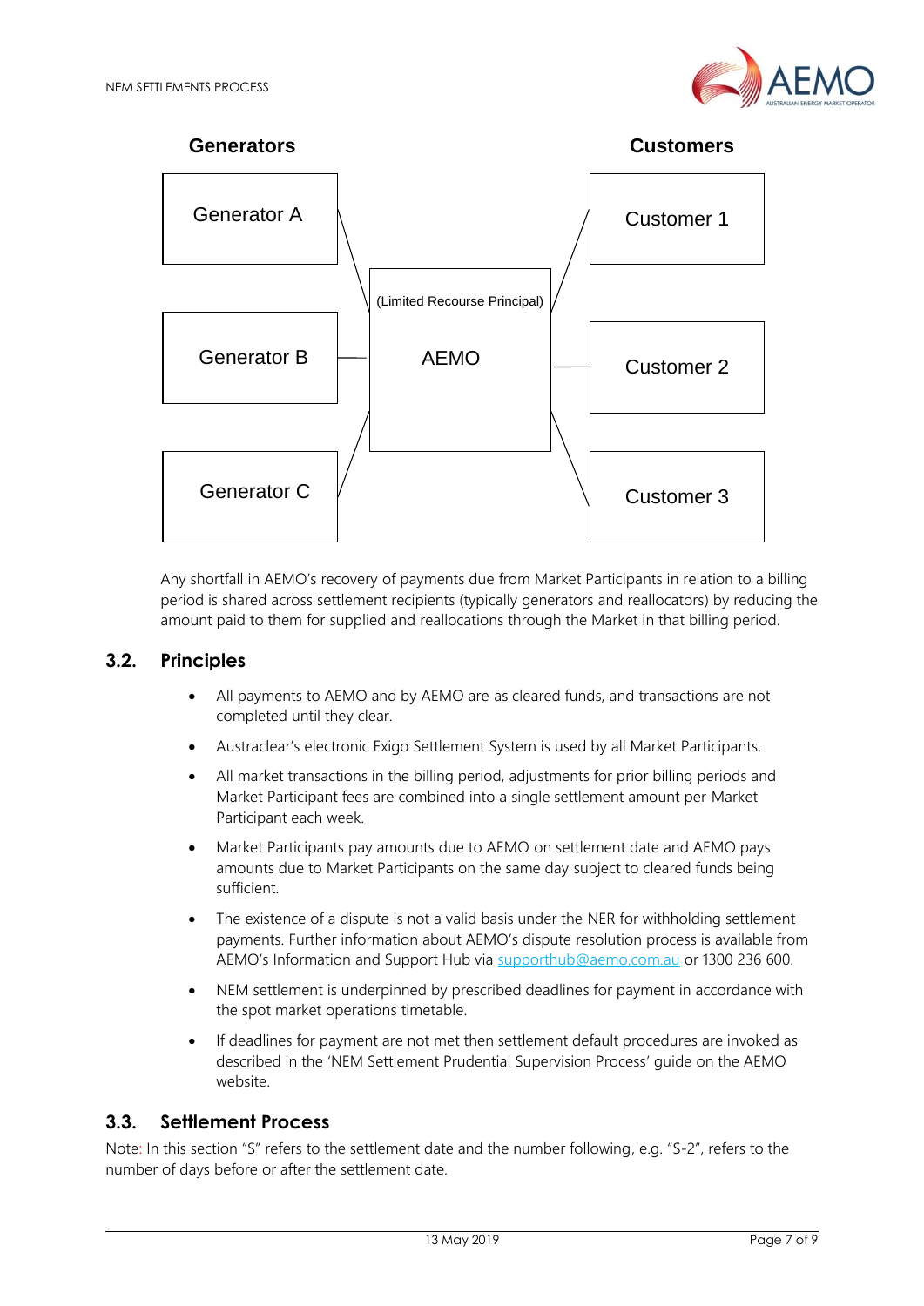**Generators** | **Customers**

Generator A — Generator B — Generator C — (Limited Recourse Principal) AEMO — Customer 1 — Customer 2 — Customer 3

Any shortfall in AEMO's recovery of payments due from Market Participants in relation to a billing period is shared across settlement recipients (typically generators and reallocators) by reducing the amount paid to them for supplied and reallocations through the Market in that billing period.

## 3.2. Principles

- All payments to AEMO and by AEMO are as cleared funds, and transactions are not completed until they clear.
- Austraclear's electronic Exigo Settlement System is used by all Market Participants.
- All market transactions in the billing period, adjustments for prior billing periods and Market Participant fees are combined into a single settlement amount per Market Participant each week.
- Market Participants pay amounts due to AEMO on settlement date and AEMO pays amounts due to Market Participants on the same day subject to cleared funds being sufficient.
- The existence of a dispute is not a valid basis under the NER for withholding settlement payments. Further information about AEMO's dispute resolution process is available from AEMO's Information and Support Hub via supporthub@aemo.com.au or 1300 236 600.
- NEM settlement is underpinned by prescribed deadlines for payment in accordance with the spot market operations timetable.
- If deadlines for payment are not met then settlement default procedures are invoked as described in the 'NEM Settlement Prudential Supervision Process' guide on the AEMO website.

## 3.3. Settlement Process

Note: In this section "S" refers to the settlement date and the number following, e.g. "S-2", refers to the number of days before or after the settlement date.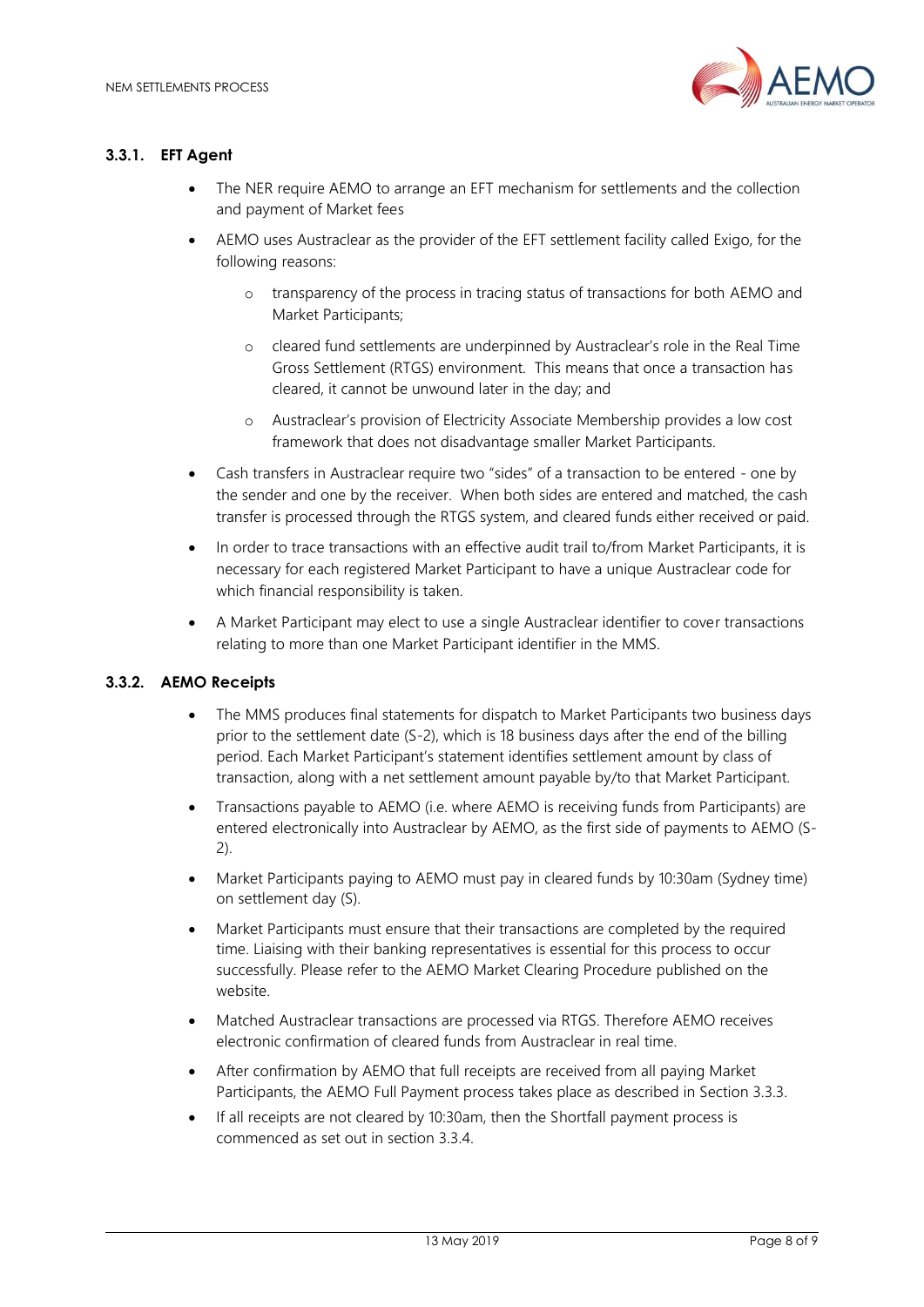### 3.3.1. EFT Agent

- The NER require AEMO to arrange an EFT mechanism for settlements and the collection and payment of Market fees
- AEMO uses Austraclear as the provider of the EFT settlement facility called Exigo, for the following reasons:
  - transparency of the process in tracing status of transactions for both AEMO and Market Participants;
  - cleared fund settlements are underpinned by Austraclear's role in the Real Time Gross Settlement (RTGS) environment. This means that once a transaction has cleared, it cannot be unwound later in the day; and
  - Austraclear's provision of Electricity Associate Membership provides a low cost framework that does not disadvantage smaller Market Participants.
- Cash transfers in Austraclear require two "sides" of a transaction to be entered - one by the sender and one by the receiver. When both sides are entered and matched, the cash transfer is processed through the RTGS system, and cleared funds either received or paid.
- In order to trace transactions with an effective audit trail to/from Market Participants, it is necessary for each registered Market Participant to have a unique Austraclear code for which financial responsibility is taken.
- A Market Participant may elect to use a single Austraclear identifier to cover transactions relating to more than one Market Participant identifier in the MMS.

### 3.3.2. AEMO Receipts

- The MMS produces final statements for dispatch to Market Participants two business days prior to the settlement date (S-2), which is 18 business days after the end of the billing period. Each Market Participant's statement identifies settlement amount by class of transaction, along with a net settlement amount payable by/to that Market Participant.
- Transactions payable to AEMO (i.e. where AEMO is receiving funds from Participants) are entered electronically into Austraclear by AEMO, as the first side of payments to AEMO (S-2).
- Market Participants paying to AEMO must pay in cleared funds by 10:30am (Sydney time) on settlement day (S).
- Market Participants must ensure that their transactions are completed by the required time. Liaising with their banking representatives is essential for this process to occur successfully. Please refer to the AEMO Market Clearing Procedure published on the website.
- Matched Austraclear transactions are processed via RTGS. Therefore AEMO receives electronic confirmation of cleared funds from Austraclear in real time.
- After confirmation by AEMO that full receipts are received from all paying Market Participants, the AEMO Full Payment process takes place as described in Section 3.3.3.
- If all receipts are not cleared by 10:30am, then the Shortfall payment process is commenced as set out in section 3.3.4.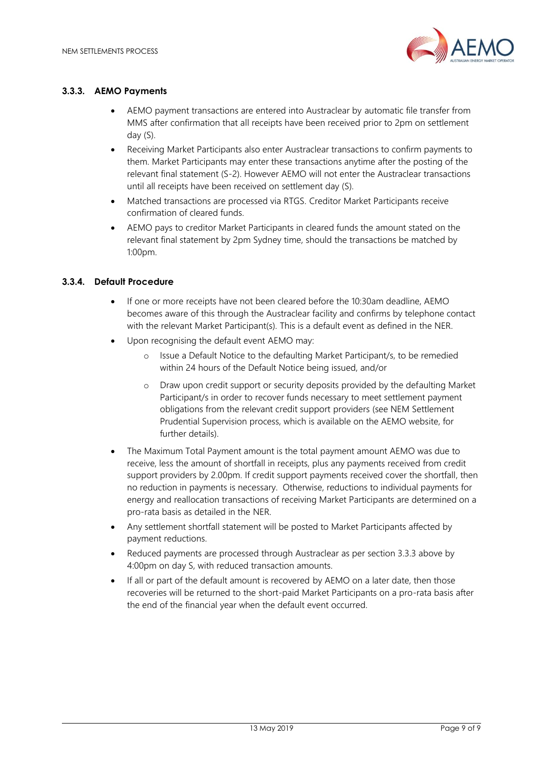### 3.3.3. AEMO Payments

- AEMO payment transactions are entered into Austraclear by automatic file transfer from MMS after confirmation that all receipts have been received prior to 2pm on settlement day (S).
- Receiving Market Participants also enter Austraclear transactions to confirm payments to them. Market Participants may enter these transactions anytime after the posting of the relevant final statement (S-2). However AEMO will not enter the Austraclear transactions until all receipts have been received on settlement day (S).
- Matched transactions are processed via RTGS. Creditor Market Participants receive confirmation of cleared funds.
- AEMO pays to creditor Market Participants in cleared funds the amount stated on the relevant final statement by 2pm Sydney time, should the transactions be matched by 1:00pm.

### 3.3.4. Default Procedure

- If one or more receipts have not been cleared before the 10:30am deadline, AEMO becomes aware of this through the Austraclear facility and confirms by telephone contact with the relevant Market Participant(s). This is a default event as defined in the NER.
- Upon recognising the default event AEMO may:
  - Issue a Default Notice to the defaulting Market Participant/s, to be remedied within 24 hours of the Default Notice being issued, and/or
  - Draw upon credit support or security deposits provided by the defaulting Market Participant/s in order to recover funds necessary to meet settlement payment obligations from the relevant credit support providers (see NEM Settlement Prudential Supervision process, which is available on the AEMO website, for further details).
- The Maximum Total Payment amount is the total payment amount AEMO was due to receive, less the amount of shortfall in receipts, plus any payments received from credit support providers by 2.00pm. If credit support payments received cover the shortfall, then no reduction in payments is necessary. Otherwise, reductions to individual payments for energy and reallocation transactions of receiving Market Participants are determined on a pro-rata basis as detailed in the NER.
- Any settlement shortfall statement will be posted to Market Participants affected by payment reductions.
- Reduced payments are processed through Austraclear as per section 3.3.3 above by 4:00pm on day S, with reduced transaction amounts.
- If all or part of the default amount is recovered by AEMO on a later date, then those recoveries will be returned to the short-paid Market Participants on a pro-rata basis after the end of the financial year when the default event occurred.